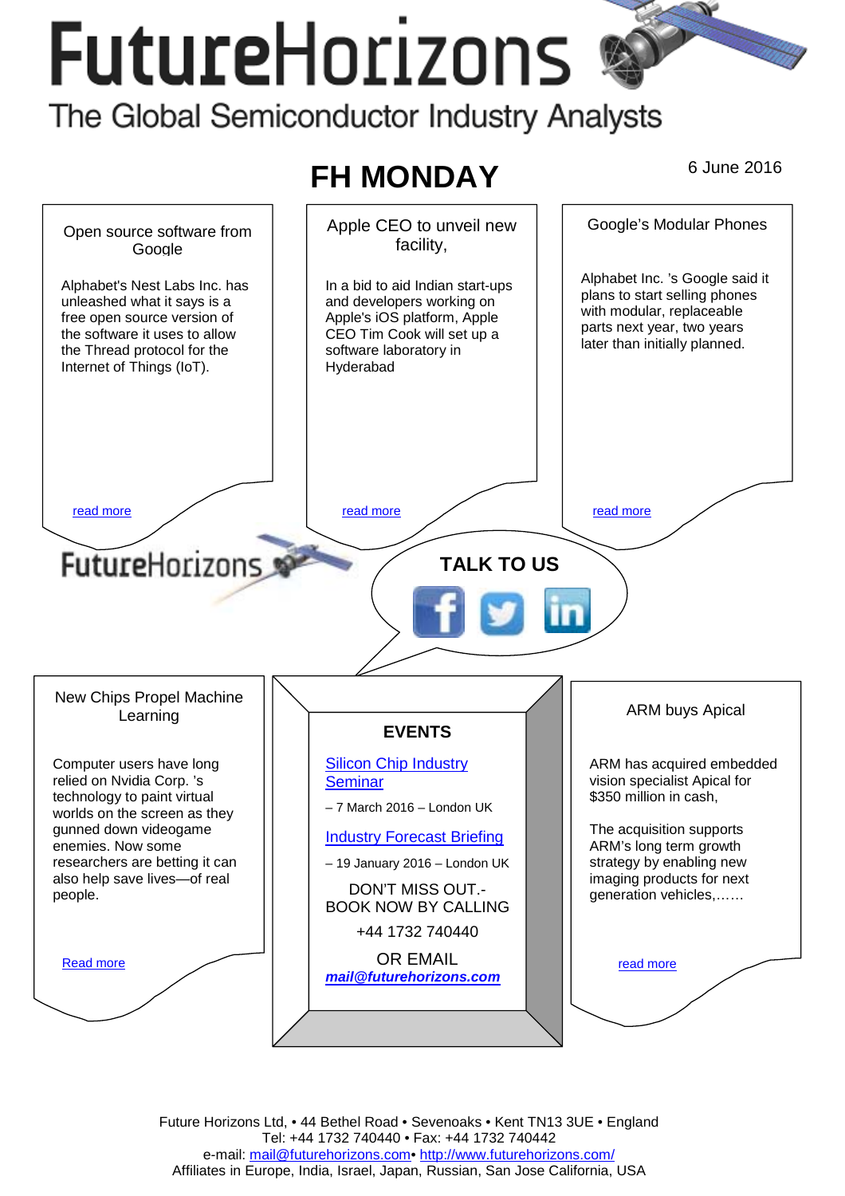# FutureHorizons

The Global Semiconductor Industry Analysts

## FH MONDAY

6 June 2016

### Open source software from Google

Alphabet's Nest Labs Inc. has unleashed what it says is a free open source version of the software it uses to allow the Thread protocol for the Internet of Things (IoT).

read more

### Apple CEO to unveil new facility,

In a bid to aid Indian start-ups and developers working on Apple's iOS platform, Apple CEO Tim Cook will set up a software laboratory in Hyderabad

read more

### Google's Modular Phones

Alphabet Inc. 's Google said it plans to start selling phones with modular, replaceable parts next year, two years later than initially planned.

read more

FutureHorizons

**TALK TO US**

### New Chips Propel Machine Learning

Computer users have long relied on Nvidia Corp. 's technology to paint virtual worlds on the screen as they gunned down videogame enemies. Now some researchers are betting it can also help save lives—of real people.

Read more

### EVENTS

Silicon Chip Industry Seminar

– 7 March 2016 – London UK

Industry Forecast Briefing

– 19 January 2016 – London UK

DON'T MISS OUT.- BOOK NOW BY CALLING

+44 1732 740440

OR EMAIL

***mail@futurehorizons.com***

### ARM buys Apical

ARM has acquired embedded vision specialist Apical for $350 million in cash,

The acquisition supports ARM's long term growth strategy by enabling new imaging products for next generation vehicles,……

read more

Future Horizons Ltd, • 44 Bethel Road • Sevenoaks • Kent TN13 3UE • England
Tel: +44 1732 740440 • Fax: +44 1732 740442
e-mail: mail@futurehorizons.com• http://www.futurehorizons.com/
Affiliates in Europe, India, Israel, Japan, Russian, San Jose California, USA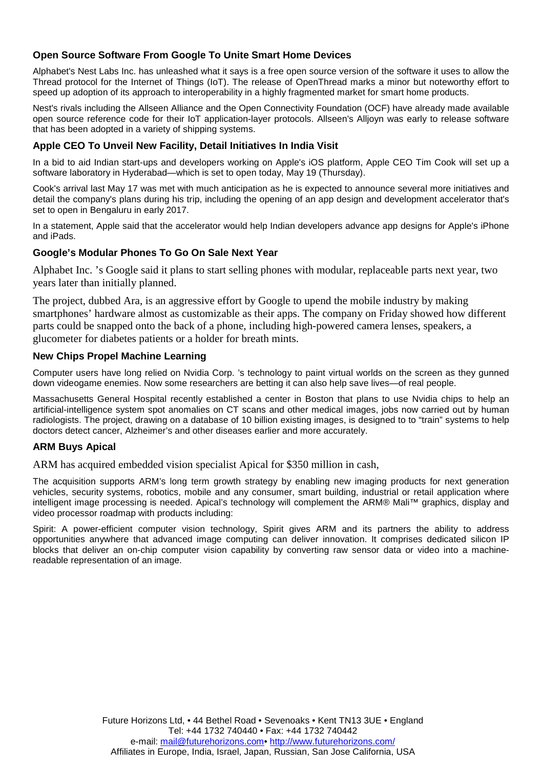### Open Source Software From Google To Unite Smart Home Devices

Alphabet's Nest Labs Inc. has unleashed what it says is a free open source version of the software it uses to allow the Thread protocol for the Internet of Things (IoT). The release of OpenThread marks a minor but noteworthy effort to speed up adoption of its approach to interoperability in a highly fragmented market for smart home products.

Nest's rivals including the Allseen Alliance and the Open Connectivity Foundation (OCF) have already made available open source reference code for their IoT application-layer protocols. Allseen's Alljoyn was early to release software that has been adopted in a variety of shipping systems.

### Apple CEO To Unveil New Facility, Detail Initiatives In India Visit

In a bid to aid Indian start-ups and developers working on Apple's iOS platform, Apple CEO Tim Cook will set up a software laboratory in Hyderabad—which is set to open today, May 19 (Thursday).

Cook's arrival last May 17 was met with much anticipation as he is expected to announce several more initiatives and detail the company's plans during his trip, including the opening of an app design and development accelerator that's set to open in Bengaluru in early 2017.

In a statement, Apple said that the accelerator would help Indian developers advance app designs for Apple's iPhone and iPads.

### Google's Modular Phones To Go On Sale Next Year

Alphabet Inc. 's Google said it plans to start selling phones with modular, replaceable parts next year, two years later than initially planned.

The project, dubbed Ara, is an aggressive effort by Google to upend the mobile industry by making smartphones' hardware almost as customizable as their apps. The company on Friday showed how different parts could be snapped onto the back of a phone, including high-powered camera lenses, speakers, a glucometer for diabetes patients or a holder for breath mints.

### New Chips Propel Machine Learning

Computer users have long relied on Nvidia Corp. 's technology to paint virtual worlds on the screen as they gunned down videogame enemies. Now some researchers are betting it can also help save lives—of real people.

Massachusetts General Hospital recently established a center in Boston that plans to use Nvidia chips to help an artificial-intelligence system spot anomalies on CT scans and other medical images, jobs now carried out by human radiologists. The project, drawing on a database of 10 billion existing images, is designed to to "train" systems to help doctors detect cancer, Alzheimer's and other diseases earlier and more accurately.

### ARM Buys Apical

ARM has acquired embedded vision specialist Apical for $350 million in cash,

The acquisition supports ARM's long term growth strategy by enabling new imaging products for next generation vehicles, security systems, robotics, mobile and any consumer, smart building, industrial or retail application where intelligent image processing is needed. Apical's technology will complement the ARM® Mali™ graphics, display and video processor roadmap with products including:

Spirit: A power-efficient computer vision technology, Spirit gives ARM and its partners the ability to address opportunities anywhere that advanced image computing can deliver innovation. It comprises dedicated silicon IP blocks that deliver an on-chip computer vision capability by converting raw sensor data or video into a machine-readable representation of an image.

Future Horizons Ltd, • 44 Bethel Road • Sevenoaks • Kent TN13 3UE • England
Tel: +44 1732 740440 • Fax: +44 1732 740442
e-mail: mail@futurehorizons.com• http://www.futurehorizons.com/
Affiliates in Europe, India, Israel, Japan, Russian, San Jose California, USA